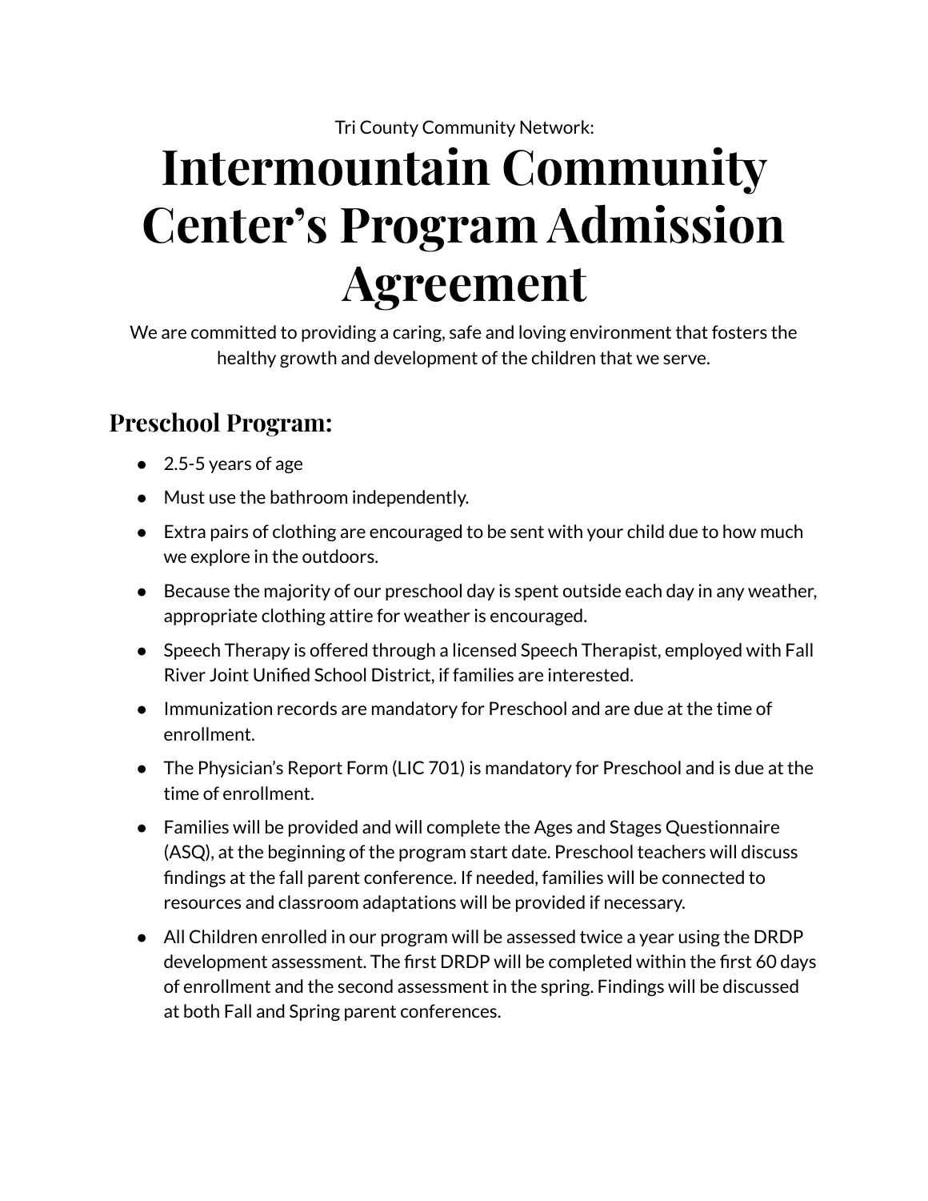Tri County Community Network:

# Intermountain Community Center's Program Admission Agreement

We are committed to providing a caring, safe and loving environment that fosters the healthy growth and development of the children that we serve.

## Preschool Program:

- 2.5-5 years of age
- Must use the bathroom independently.
- Extra pairs of clothing are encouraged to be sent with your child due to how much we explore in the outdoors.
- Because the majority of our preschool day is spent outside each day in any weather, appropriate clothing attire for weather is encouraged.
- Speech Therapy is offered through a licensed Speech Therapist, employed with Fall River Joint Unified School District, if families are interested.
- Immunization records are mandatory for Preschool and are due at the time of enrollment.
- The Physician's Report Form (LIC 701) is mandatory for Preschool and is due at the time of enrollment.
- Families will be provided and will complete the Ages and Stages Questionnaire (ASQ), at the beginning of the program start date. Preschool teachers will discuss findings at the fall parent conference. If needed, families will be connected to resources and classroom adaptations will be provided if necessary.
- All Children enrolled in our program will be assessed twice a year using the DRDP development assessment. The first DRDP will be completed within the first 60 days of enrollment and the second assessment in the spring. Findings will be discussed at both Fall and Spring parent conferences.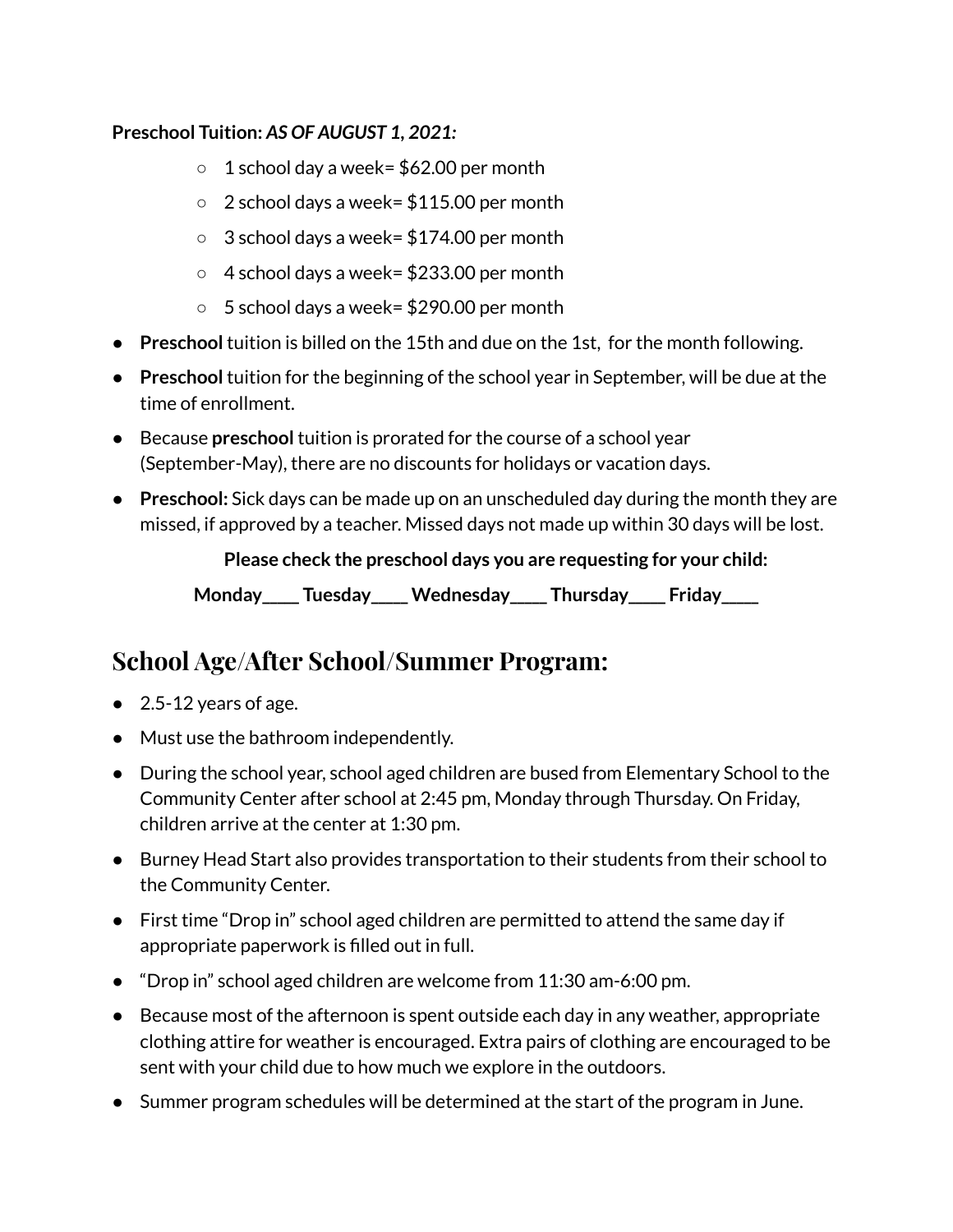**Preschool Tuition:** ***AS OF AUGUST 1, 2021:***

- 1 school day a week= $62.00 per month
- 2 school days a week= $115.00 per month
- 3 school days a week= $174.00 per month
- 4 school days a week= $233.00 per month
- 5 school days a week= $290.00 per month

- **Preschool** tuition is billed on the 15th and due on the 1st,  for the month following.
- **Preschool** tuition for the beginning of the school year in September, will be due at the time of enrollment.
- Because **preschool** tuition is prorated for the course of a school year (September-May), there are no discounts for holidays or vacation days.
- **Preschool:** Sick days can be made up on an unscheduled day during the month they are missed, if approved by a teacher. Missed days not made up within 30 days will be lost.

**Please check the preschool days you are requesting for your child:**

**Monday____ Tuesday____ Wednesday____ Thursday____ Friday____**

## School Age/After School/Summer Program:

- 2.5-12 years of age.
- Must use the bathroom independently.
- During the school year, school aged children are bused from Elementary School to the Community Center after school at 2:45 pm, Monday through Thursday. On Friday, children arrive at the center at 1:30 pm.
- Burney Head Start also provides transportation to their students from their school to the Community Center.
- First time "Drop in" school aged children are permitted to attend the same day if appropriate paperwork is filled out in full.
- "Drop in" school aged children are welcome from 11:30 am-6:00 pm.
- Because most of the afternoon is spent outside each day in any weather, appropriate clothing attire for weather is encouraged. Extra pairs of clothing are encouraged to be sent with your child due to how much we explore in the outdoors.
- Summer program schedules will be determined at the start of the program in June.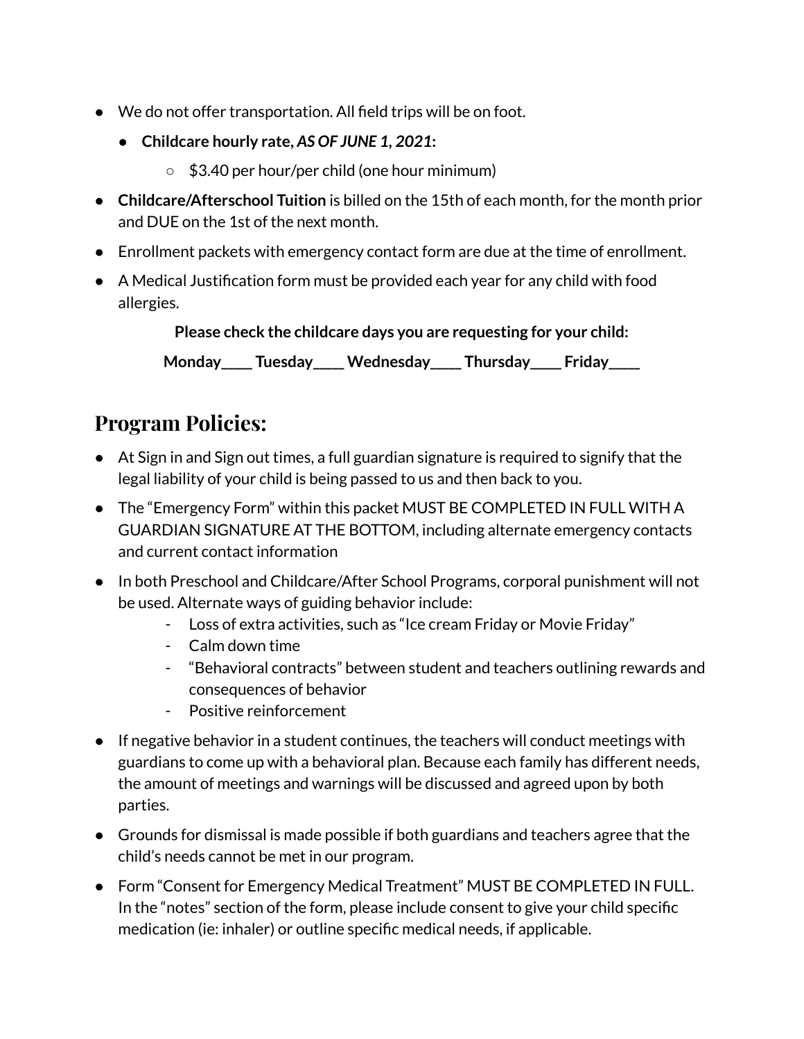- We do not offer transportation. All field trips will be on foot.
  - **Childcare hourly rate, *AS OF JUNE 1, 2021*:**
    - $3.40 per hour/per child (one hour minimum)
- **Childcare/Afterschool Tuition** is billed on the 15th of each month, for the month prior and DUE on the 1st of the next month.
- Enrollment packets with emergency contact form are due at the time of enrollment.
- A Medical Justification form must be provided each year for any child with food allergies.

**Please check the childcare days you are requesting for your child:**

**Monday____ Tuesday____ Wednesday____ Thursday____ Friday____**

## Program Policies:

- At Sign in and Sign out times, a full guardian signature is required to signify that the legal liability of your child is being passed to us and then back to you.
- The "Emergency Form" within this packet MUST BE COMPLETED IN FULL WITH A GUARDIAN SIGNATURE AT THE BOTTOM, including alternate emergency contacts and current contact information
- In both Preschool and Childcare/After School Programs, corporal punishment will not be used. Alternate ways of guiding behavior include:
  - Loss of extra activities, such as "Ice cream Friday or Movie Friday"
  - Calm down time
  - "Behavioral contracts" between student and teachers outlining rewards and consequences of behavior
  - Positive reinforcement
- If negative behavior in a student continues, the teachers will conduct meetings with guardians to come up with a behavioral plan. Because each family has different needs, the amount of meetings and warnings will be discussed and agreed upon by both parties.
- Grounds for dismissal is made possible if both guardians and teachers agree that the child's needs cannot be met in our program.
- Form "Consent for Emergency Medical Treatment" MUST BE COMPLETED IN FULL. In the "notes" section of the form, please include consent to give your child specific medication (ie: inhaler) or outline specific medical needs, if applicable.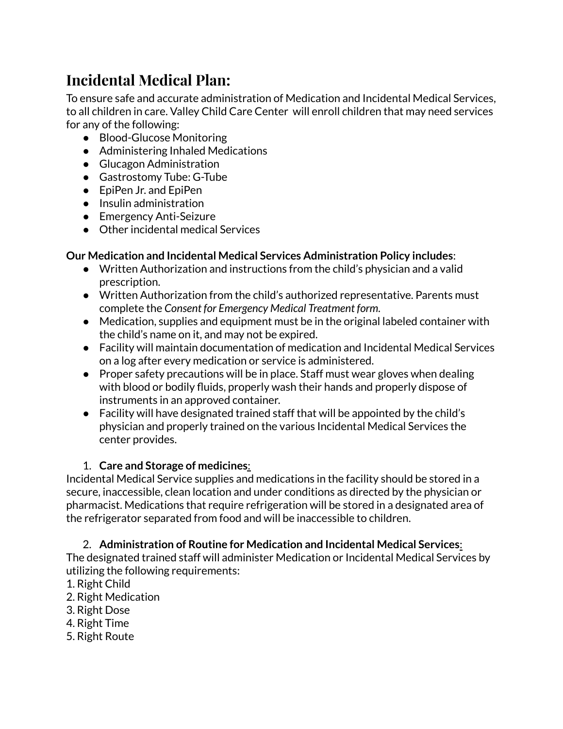## Incidental Medical Plan:

To ensure safe and accurate administration of Medication and Incidental Medical Services, to all children in care. Valley Child Care Center will enroll children that may need services for any of the following:

- Blood-Glucose Monitoring
- Administering Inhaled Medications
- Glucagon Administration
- Gastrostomy Tube: G-Tube
- EpiPen Jr. and EpiPen
- Insulin administration
- Emergency Anti-Seizure
- Other incidental medical Services

**Our Medication and Incidental Medical Services Administration Policy includes**:

- Written Authorization and instructions from the child's physician and a valid prescription.
- Written Authorization from the child's authorized representative. Parents must complete the *Consent for Emergency Medical Treatment form*.
- Medication, supplies and equipment must be in the original labeled container with the child's name on it, and may not be expired.
- Facility will maintain documentation of medication and Incidental Medical Services on a log after every medication or service is administered.
- Proper safety precautions will be in place. Staff must wear gloves when dealing with blood or bodily fluids, properly wash their hands and properly dispose of instruments in an approved container.
- Facility will have designated trained staff that will be appointed by the child's physician and properly trained on the various Incidental Medical Services the center provides.

1. **Care and Storage of medicines**:

Incidental Medical Service supplies and medications in the facility should be stored in a secure, inaccessible, clean location and under conditions as directed by the physician or pharmacist. Medications that require refrigeration will be stored in a designated area of the refrigerator separated from food and will be inaccessible to children.

2. **Administration of Routine for Medication and Incidental Medical Services**:

The designated trained staff will administer Medication or Incidental Medical Services by utilizing the following requirements:

1. Right Child
2. Right Medication
3. Right Dose
4. Right Time
5. Right Route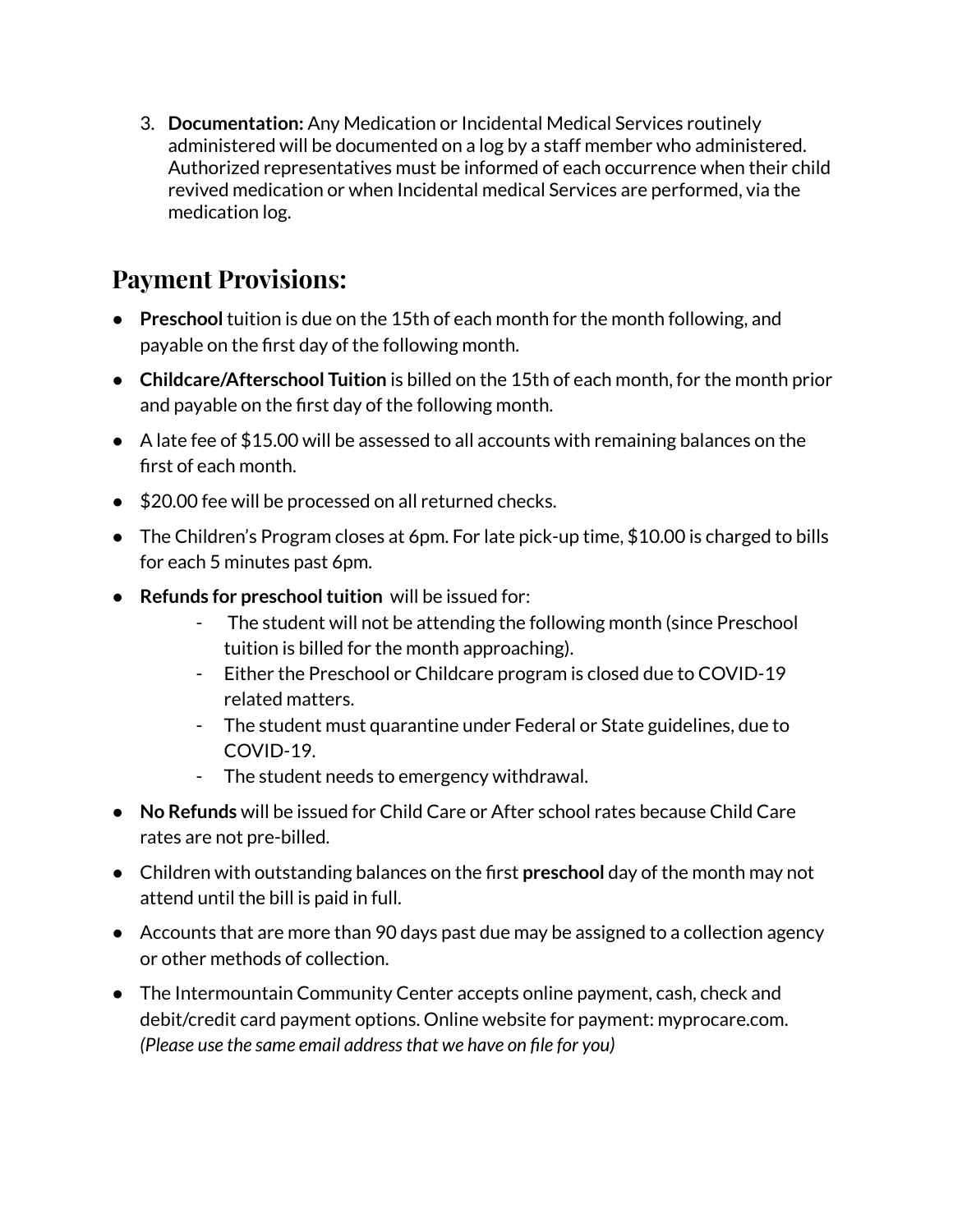3. **Documentation:** Any Medication or Incidental Medical Services routinely administered will be documented on a log by a staff member who administered. Authorized representatives must be informed of each occurrence when their child revived medication or when Incidental medical Services are performed, via the medication log.

## Payment Provisions:

- **Preschool** tuition is due on the 15th of each month for the month following, and payable on the first day of the following month.
- **Childcare/Afterschool Tuition** is billed on the 15th of each month, for the month prior and payable on the first day of the following month.
- A late fee of $15.00 will be assessed to all accounts with remaining balances on the first of each month.
- $20.00 fee will be processed on all returned checks.
- The Children's Program closes at 6pm. For late pick-up time, $10.00 is charged to bills for each 5 minutes past 6pm.
- **Refunds for preschool tuition** will be issued for:
  - The student will not be attending the following month (since Preschool tuition is billed for the month approaching).
  - Either the Preschool or Childcare program is closed due to COVID-19 related matters.
  - The student must quarantine under Federal or State guidelines, due to COVID-19.
  - The student needs to emergency withdrawal.
- **No Refunds** will be issued for Child Care or After school rates because Child Care rates are not pre-billed.
- Children with outstanding balances on the first **preschool** day of the month may not attend until the bill is paid in full.
- Accounts that are more than 90 days past due may be assigned to a collection agency or other methods of collection.
- The Intermountain Community Center accepts online payment, cash, check and debit/credit card payment options. Online website for payment: myprocare.com. *(Please use the same email address that we have on file for you)*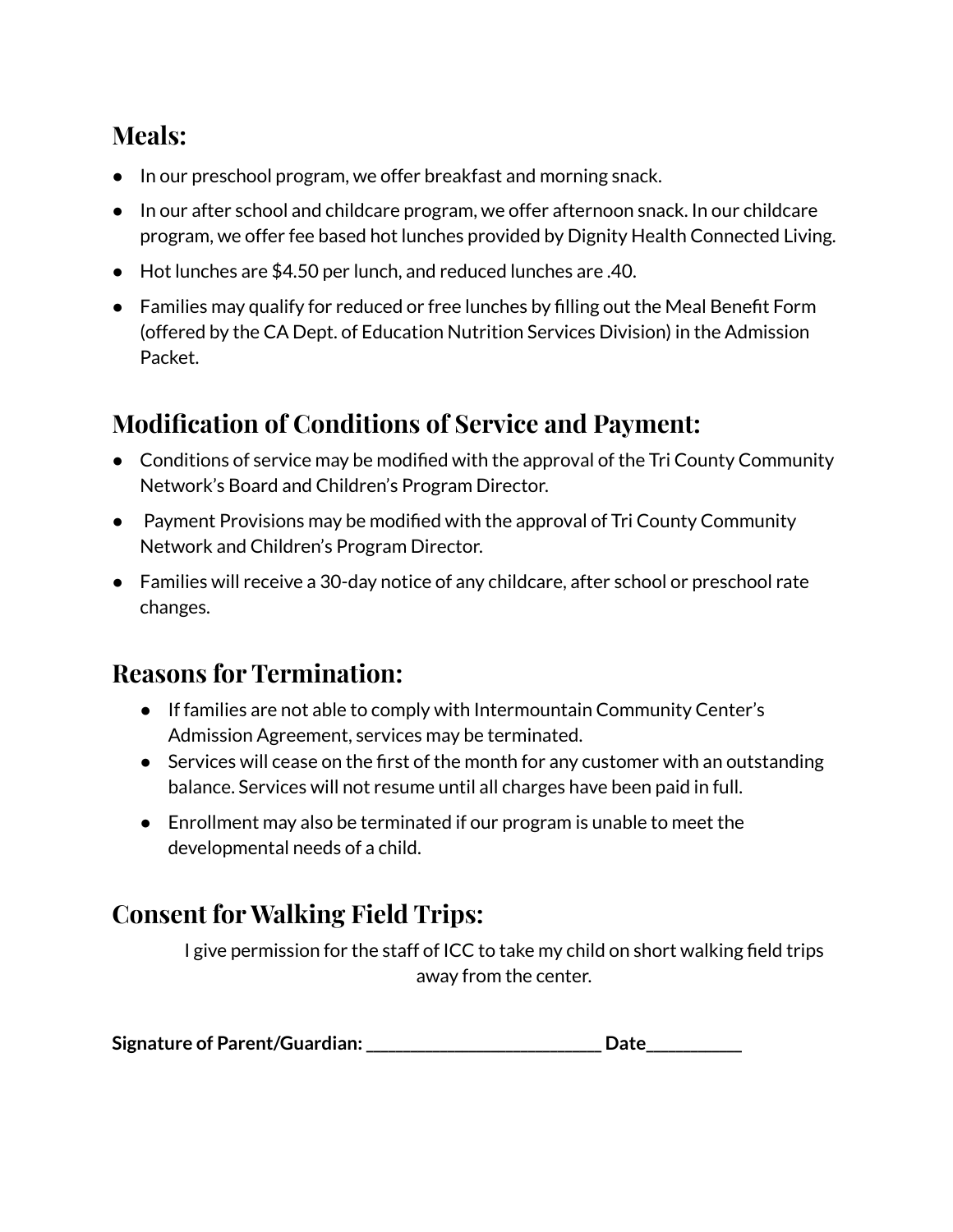## Meals:

- In our preschool program, we offer breakfast and morning snack.
- In our after school and childcare program, we offer afternoon snack. In our childcare program, we offer fee based hot lunches provided by Dignity Health Connected Living.
- Hot lunches are $4.50 per lunch, and reduced lunches are .40.
- Families may qualify for reduced or free lunches by filling out the Meal Benefit Form (offered by the CA Dept. of Education Nutrition Services Division) in the Admission Packet.

## Modification of Conditions of Service and Payment:

- Conditions of service may be modified with the approval of the Tri County Community Network's Board and Children's Program Director.
- Payment Provisions may be modified with the approval of Tri County Community Network and Children's Program Director.
- Families will receive a 30-day notice of any childcare, after school or preschool rate changes.

## Reasons for Termination:

- If families are not able to comply with Intermountain Community Center's Admission Agreement, services may be terminated.
- Services will cease on the first of the month for any customer with an outstanding balance. Services will not resume until all charges have been paid in full.
- Enrollment may also be terminated if our program is unable to meet the developmental needs of a child.

## Consent for Walking Field Trips:

I give permission for the staff of ICC to take my child on short walking field trips away from the center.

**Signature of Parent/Guardian: ___________________________ Date__________**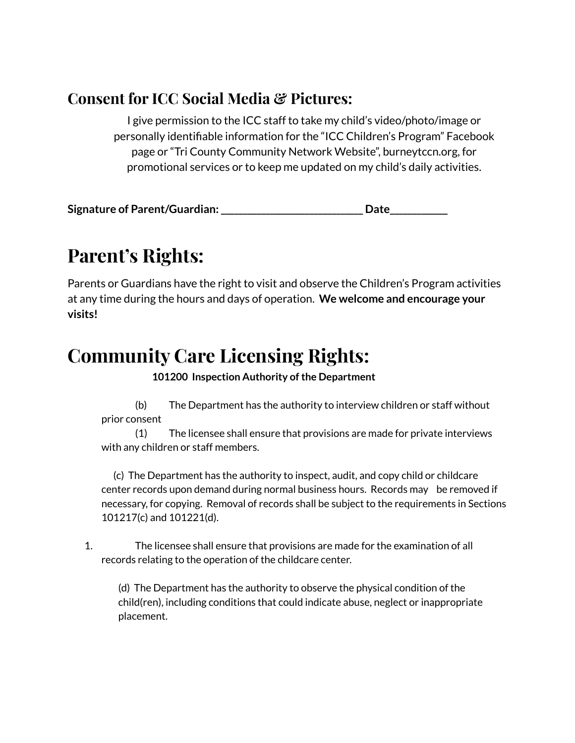## Consent for ICC Social Media & Pictures:

I give permission to the ICC staff to take my child's video/photo/image or personally identifiable information for the "ICC Children's Program" Facebook page or "Tri County Community Network Website", burneytccn.org, for promotional services or to keep me updated on my child's daily activities.

**Signature of Parent/Guardian: __________________________ Date__________**

# Parent's Rights:

Parents or Guardians have the right to visit and observe the Children's Program activities at any time during the hours and days of operation. **We welcome and encourage your visits!**

# Community Care Licensing Rights:

**101200 Inspection Authority of the Department**

(b) The Department has the authority to interview children or staff without prior consent

(1) The licensee shall ensure that provisions are made for private interviews with any children or staff members.

(c) The Department has the authority to inspect, audit, and copy child or childcare center records upon demand during normal business hours. Records may be removed if necessary, for copying. Removal of records shall be subject to the requirements in Sections 101217(c) and 101221(d).

1. The licensee shall ensure that provisions are made for the examination of all records relating to the operation of the childcare center.

(d) The Department has the authority to observe the physical condition of the child(ren), including conditions that could indicate abuse, neglect or inappropriate placement.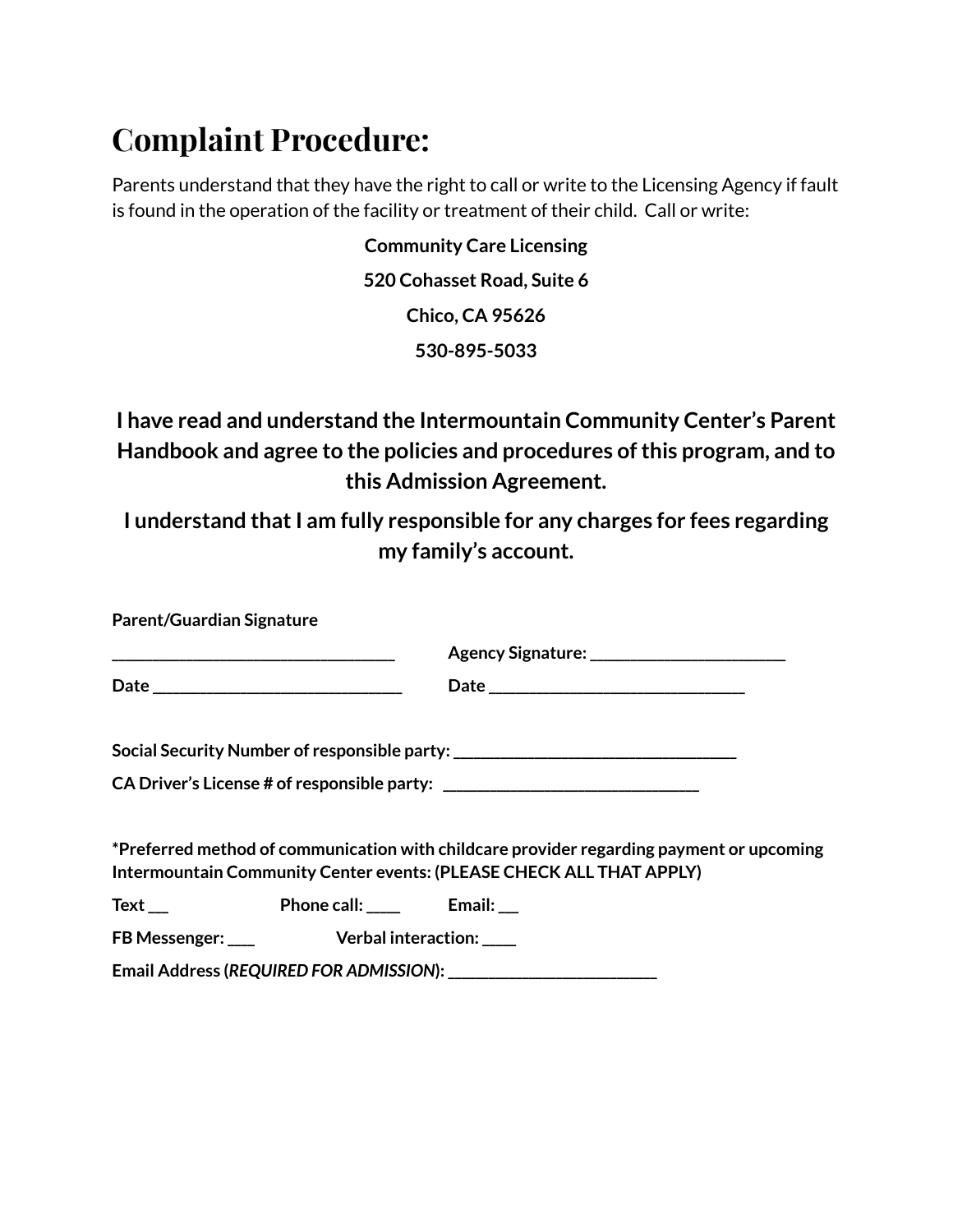# Complaint Procedure:

Parents understand that they have the right to call or write to the Licensing Agency if fault is found in the operation of the facility or treatment of their child. Call or write:

**Community Care Licensing**

**520 Cohasset Road, Suite 6**

**Chico, CA 95626**

**530-895-5033**

**I have read and understand the Intermountain Community Center's Parent Handbook and agree to the policies and procedures of this program, and to this Admission Agreement.**

**I understand that I am fully responsible for any charges for fees regarding my family's account.**

**Parent/Guardian Signature**

**__________________________________** **Agency Signature: _______________________**

**Date ______________________________** **Date _______________________________**

**Social Security Number of responsible party: __________________________________**

**CA Driver's License # of responsible party: ______________________________**

***Preferred method of communication with childcare provider regarding payment or upcoming Intermountain Community Center events: (PLEASE CHECK ALL THAT APPLY)**

**Text __** **Phone call: ____** **Email: __**

**FB Messenger: ___** **Verbal interaction: ____**

**Email Address (*REQUIRED FOR ADMISSION*): _________________________**